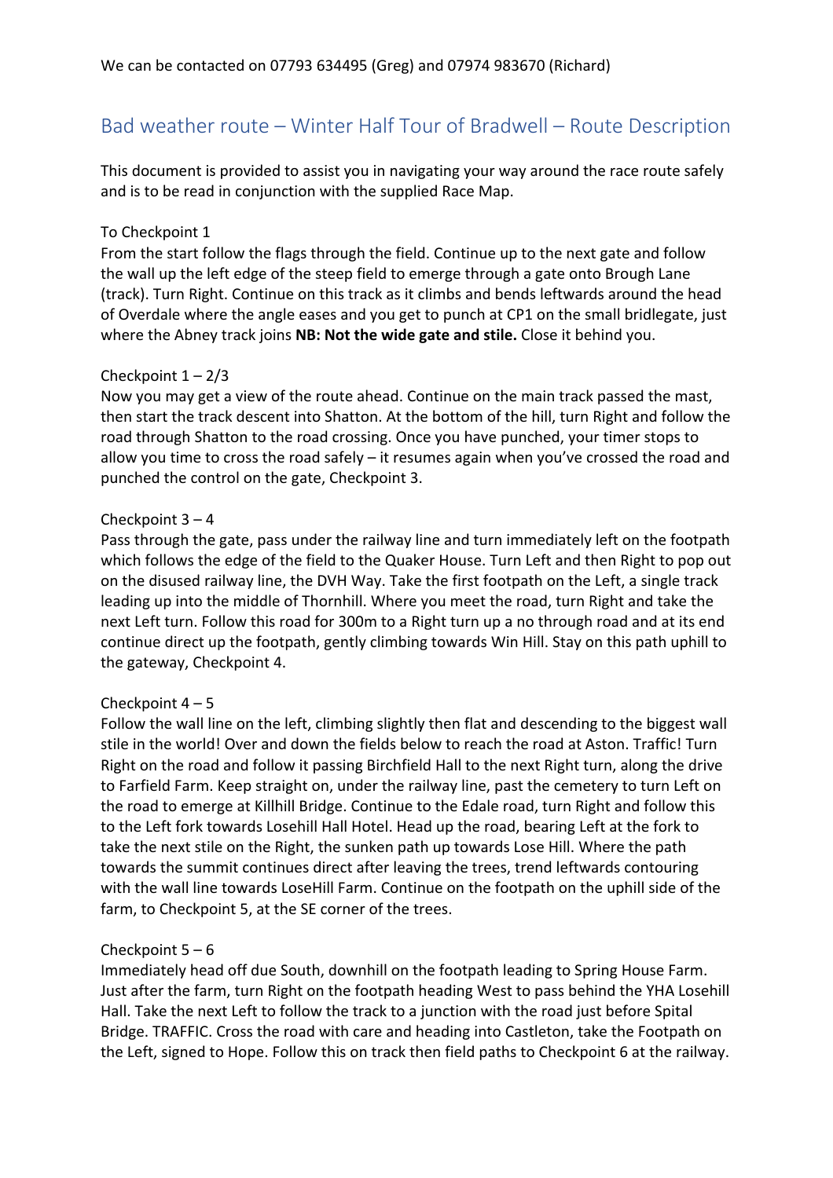We can be contacted on 07793 634495 (Greg) and 07974 983670 (Richard)

# Bad weather route – Winter Half Tour of Bradwell – Route Description

This document is provided to assist you in navigating your way around the race route safely and is to be read in conjunction with the supplied Race Map.

## To Checkpoint 1

From the start follow the flags through the field. Continue up to the next gate and follow the wall up the left edge of the steep field to emerge through a gate onto Brough Lane (track). Turn Right. Continue on this track as it climbs and bends leftwards around the head of Overdale where the angle eases and you get to punch at CP1 on the small bridlegate, just where the Abney track joins **NB: Not the wide gate and stile.** Close it behind you.

## Checkpoint 1 – 2/3

Now you may get a view of the route ahead. Continue on the main track passed the mast, then start the track descent into Shatton. At the bottom of the hill, turn Right and follow the road through Shatton to the road crossing. Once you have punched, your timer stops to allow you time to cross the road safely – it resumes again when you've crossed the road and punched the control on the gate, Checkpoint 3.

## Checkpoint 3 – 4

Pass through the gate, pass under the railway line and turn immediately left on the footpath which follows the edge of the field to the Quaker House. Turn Left and then Right to pop out on the disused railway line, the DVH Way. Take the first footpath on the Left, a single track leading up into the middle of Thornhill. Where you meet the road, turn Right and take the next Left turn. Follow this road for 300m to a Right turn up a no through road and at its end continue direct up the footpath, gently climbing towards Win Hill. Stay on this path uphill to the gateway, Checkpoint 4.

## Checkpoint 4 – 5

Follow the wall line on the left, climbing slightly then flat and descending to the biggest wall stile in the world! Over and down the fields below to reach the road at Aston. Traffic! Turn Right on the road and follow it passing Birchfield Hall to the next Right turn, along the drive to Farfield Farm. Keep straight on, under the railway line, past the cemetery to turn Left on the road to emerge at Killhill Bridge. Continue to the Edale road, turn Right and follow this to the Left fork towards Losehill Hall Hotel. Head up the road, bearing Left at the fork to take the next stile on the Right, the sunken path up towards Lose Hill. Where the path towards the summit continues direct after leaving the trees, trend leftwards contouring with the wall line towards LoseHill Farm. Continue on the footpath on the uphill side of the farm, to Checkpoint 5, at the SE corner of the trees.

## Checkpoint 5 – 6

Immediately head off due South, downhill on the footpath leading to Spring House Farm. Just after the farm, turn Right on the footpath heading West to pass behind the YHA Losehill Hall. Take the next Left to follow the track to a junction with the road just before Spital Bridge. TRAFFIC. Cross the road with care and heading into Castleton, take the Footpath on the Left, signed to Hope. Follow this on track then field paths to Checkpoint 6 at the railway.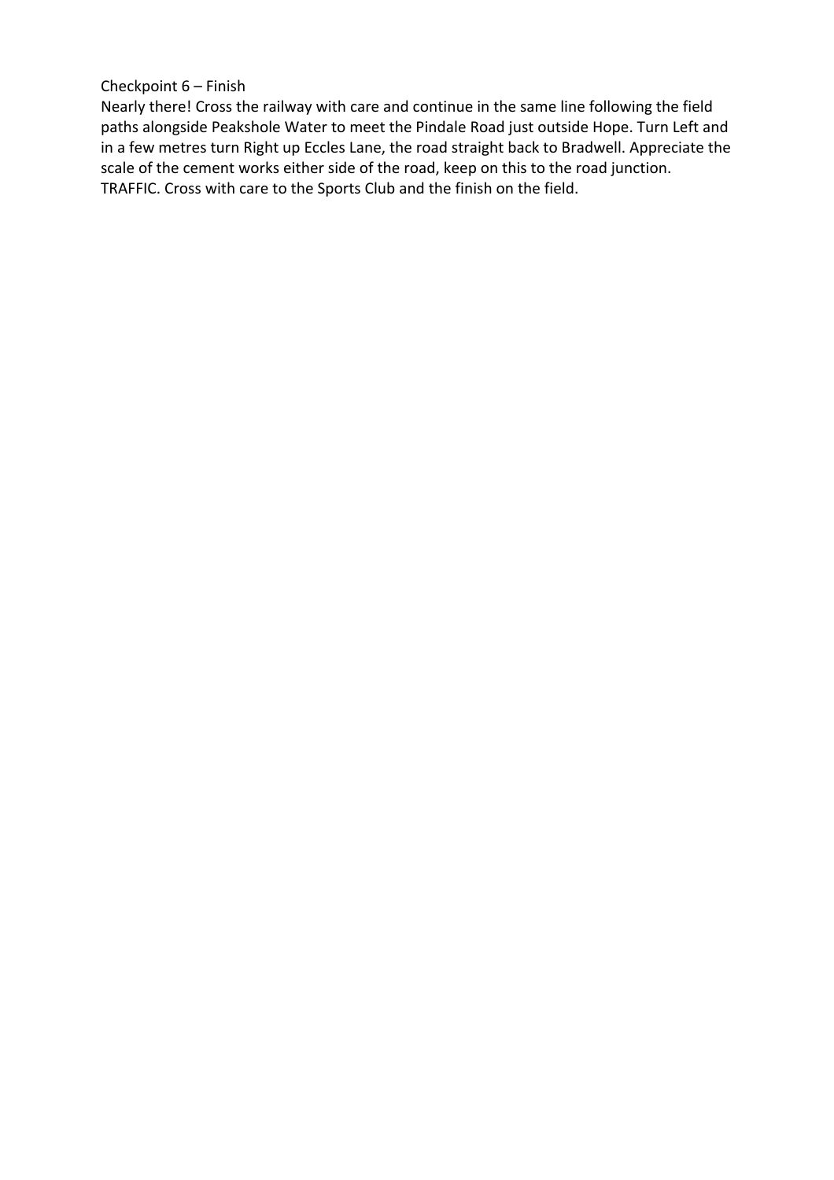Checkpoint 6 – Finish

Nearly there! Cross the railway with care and continue in the same line following the field paths alongside Peakshole Water to meet the Pindale Road just outside Hope. Turn Left and in a few metres turn Right up Eccles Lane, the road straight back to Bradwell. Appreciate the scale of the cement works either side of the road, keep on this to the road junction. TRAFFIC. Cross with care to the Sports Club and the finish on the field.